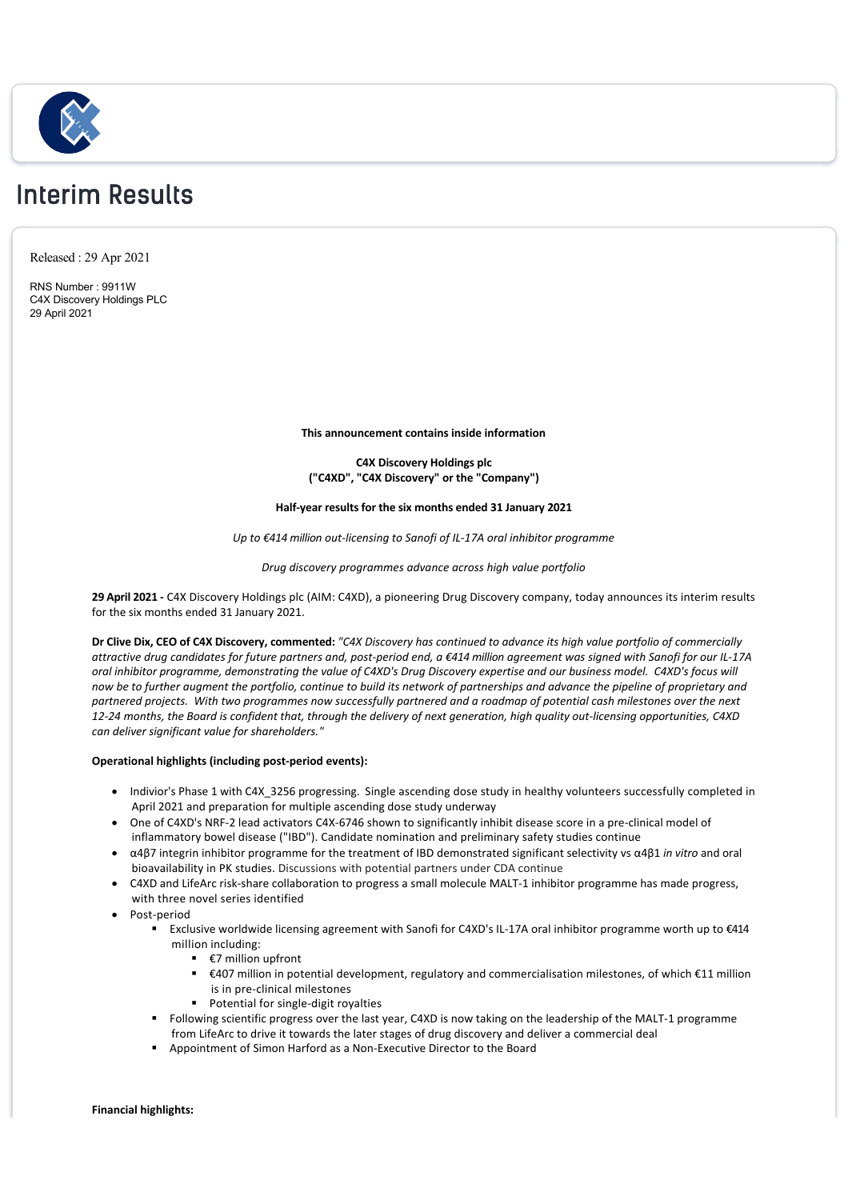# Interim Results

Released : 29 Apr 2021

RNS Number : 9911W
C4X Discovery Holdings PLC
29 April 2021

**This announcement contains inside information**

**C4X Discovery Holdings plc**
**("C4XD", "C4X Discovery" or the "Company")**

**Half-year results for the six months ended 31 January 2021**

*Up to €414 million out-licensing to Sanofi of IL-17A oral inhibitor programme*

*Drug discovery programmes advance across high value portfolio*

**29 April 2021 -** C4X Discovery Holdings plc (AIM: C4XD), a pioneering Drug Discovery company, today announces its interim results for the six months ended 31 January 2021.

**Dr Clive Dix, CEO of C4X Discovery, commented:** *"C4X Discovery has continued to advance its high value portfolio of commercially attractive drug candidates for future partners and, post-period end, a €414 million agreement was signed with Sanofi for our IL-17A oral inhibitor programme, demonstrating the value of C4XD's Drug Discovery expertise and our business model. C4XD's focus will now be to further augment the portfolio, continue to build its network of partnerships and advance the pipeline of proprietary and partnered projects. With two programmes now successfully partnered and a roadmap of potential cash milestones over the next 12-24 months, the Board is confident that, through the delivery of next generation, high quality out-licensing opportunities, C4XD can deliver significant value for shareholders."*

**Operational highlights (including post-period events):**

- Indivior's Phase 1 with C4X_3256 progressing. Single ascending dose study in healthy volunteers successfully completed in April 2021 and preparation for multiple ascending dose study underway
- One of C4XD's NRF-2 lead activators C4X-6746 shown to significantly inhibit disease score in a pre-clinical model of inflammatory bowel disease ("IBD"). Candidate nomination and preliminary safety studies continue
- α4β7 integrin inhibitor programme for the treatment of IBD demonstrated significant selectivity vs α4β1 *in vitro* and oral bioavailability in PK studies. Discussions with potential partners under CDA continue
- C4XD and LifeArc risk-share collaboration to progress a small molecule MALT-1 inhibitor programme has made progress, with three novel series identified
- Post-period
  - Exclusive worldwide licensing agreement with Sanofi for C4XD's IL-17A oral inhibitor programme worth up to €414 million including:
    - €7 million upfront
    - €407 million in potential development, regulatory and commercialisation milestones, of which €11 million is in pre-clinical milestones
    - Potential for single-digit royalties
  - Following scientific progress over the last year, C4XD is now taking on the leadership of the MALT-1 programme from LifeArc to drive it towards the later stages of drug discovery and deliver a commercial deal
  - Appointment of Simon Harford as a Non-Executive Director to the Board

**Financial highlights:**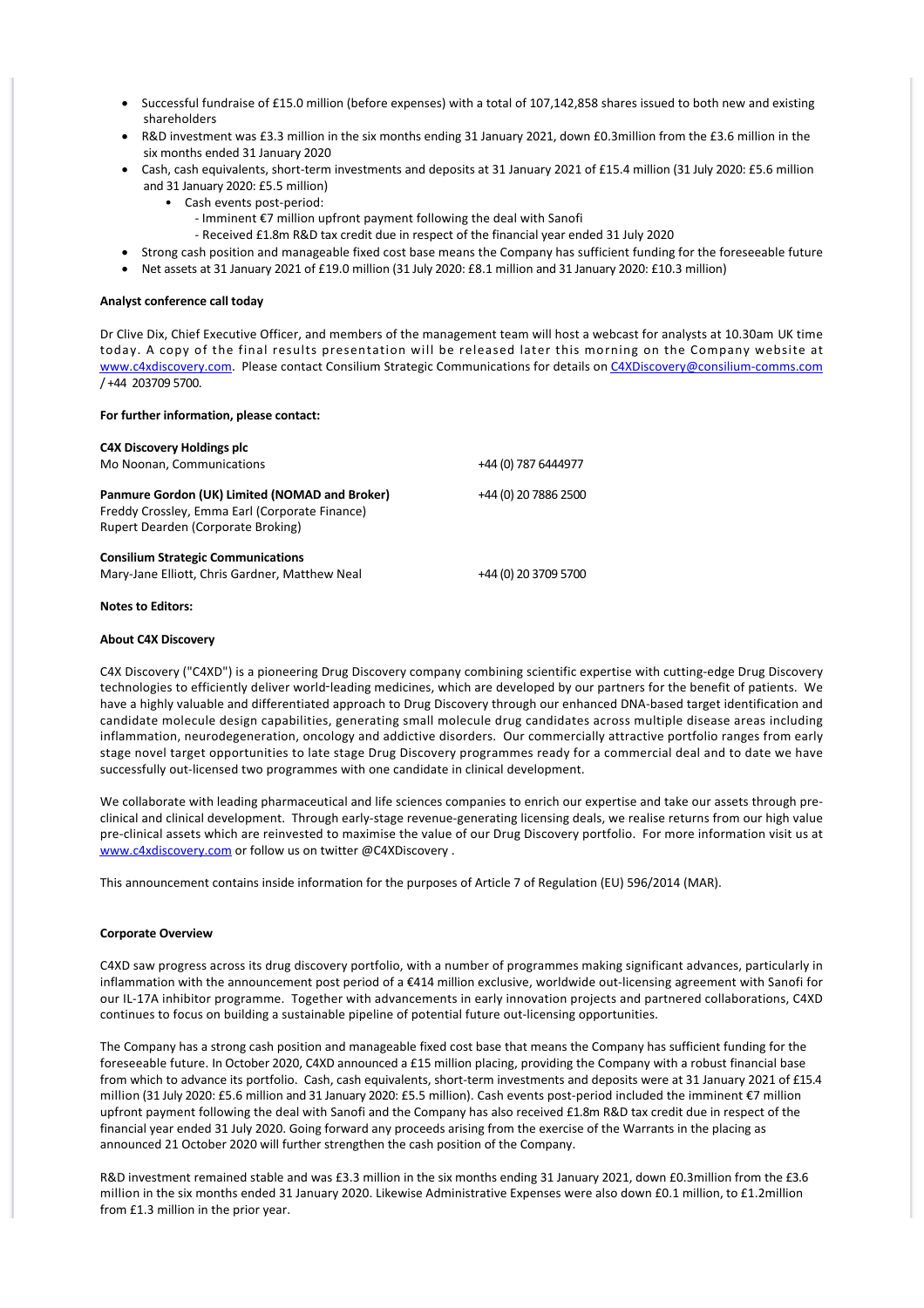- Successful fundraise of £15.0 million (before expenses) with a total of 107,142,858 shares issued to both new and existing shareholders
- R&D investment was £3.3 million in the six months ending 31 January 2021, down £0.3million from the £3.6 million in the six months ended 31 January 2020
- Cash, cash equivalents, short-term investments and deposits at 31 January 2021 of £15.4 million (31 July 2020: £5.6 million and 31 January 2020: £5.5 million)
    - Cash events post-period:
        - Imminent €7 million upfront payment following the deal with Sanofi
        - Received £1.8m R&D tax credit due in respect of the financial year ended 31 July 2020
- Strong cash position and manageable fixed cost base means the Company has sufficient funding for the foreseeable future
- Net assets at 31 January 2021 of £19.0 million (31 July 2020: £8.1 million and 31 January 2020: £10.3 million)

**Analyst conference call today**

Dr Clive Dix, Chief Executive Officer, and members of the management team will host a webcast for analysts at 10.30am UK time today. A copy of the final results presentation will be released later this morning on the Company website at www.c4xdiscovery.com. Please contact Consilium Strategic Communications for details on C4XDiscovery@consilium-comms.com / +44 203709 5700.

**For further information, please contact:**

| | |
|---|---|
| **C4X Discovery Holdings plc** | |
| Mo Noonan, Communications | +44 (0) 787 6444977 |
| **Panmure Gordon (UK) Limited (NOMAD and Broker)** | +44 (0) 20 7886 2500 |
| Freddy Crossley, Emma Earl (Corporate Finance) | |
| Rupert Dearden (Corporate Broking) | |
| **Consilium Strategic Communications** | |
| Mary-Jane Elliott, Chris Gardner, Matthew Neal | +44 (0) 20 3709 5700 |

**Notes to Editors:**

**About C4X Discovery**

C4X Discovery ("C4XD") is a pioneering Drug Discovery company combining scientific expertise with cutting-edge Drug Discovery technologies to efficiently deliver world-leading medicines, which are developed by our partners for the benefit of patients. We have a highly valuable and differentiated approach to Drug Discovery through our enhanced DNA-based target identification and candidate molecule design capabilities, generating small molecule drug candidates across multiple disease areas including inflammation, neurodegeneration, oncology and addictive disorders. Our commercially attractive portfolio ranges from early stage novel target opportunities to late stage Drug Discovery programmes ready for a commercial deal and to date we have successfully out-licensed two programmes with one candidate in clinical development.

We collaborate with leading pharmaceutical and life sciences companies to enrich our expertise and take our assets through pre-clinical and clinical development. Through early-stage revenue-generating licensing deals, we realise returns from our high value pre-clinical assets which are reinvested to maximise the value of our Drug Discovery portfolio. For more information visit us at www.c4xdiscovery.com or follow us on twitter @C4XDiscovery .

This announcement contains inside information for the purposes of Article 7 of Regulation (EU) 596/2014 (MAR).

**Corporate Overview**

C4XD saw progress across its drug discovery portfolio, with a number of programmes making significant advances, particularly in inflammation with the announcement post period of a €414 million exclusive, worldwide out-licensing agreement with Sanofi for our IL-17A inhibitor programme. Together with advancements in early innovation projects and partnered collaborations, C4XD continues to focus on building a sustainable pipeline of potential future out-licensing opportunities.

The Company has a strong cash position and manageable fixed cost base that means the Company has sufficient funding for the foreseeable future. In October 2020, C4XD announced a £15 million placing, providing the Company with a robust financial base from which to advance its portfolio. Cash, cash equivalents, short-term investments and deposits were at 31 January 2021 of £15.4 million (31 July 2020: £5.6 million and 31 January 2020: £5.5 million). Cash events post-period included the imminent €7 million upfront payment following the deal with Sanofi and the Company has also received £1.8m R&D tax credit due in respect of the financial year ended 31 July 2020. Going forward any proceeds arising from the exercise of the Warrants in the placing as announced 21 October 2020 will further strengthen the cash position of the Company.

R&D investment remained stable and was £3.3 million in the six months ending 31 January 2021, down £0.3million from the £3.6 million in the six months ended 31 January 2020. Likewise Administrative Expenses were also down £0.1 million, to £1.2million from £1.3 million in the prior year.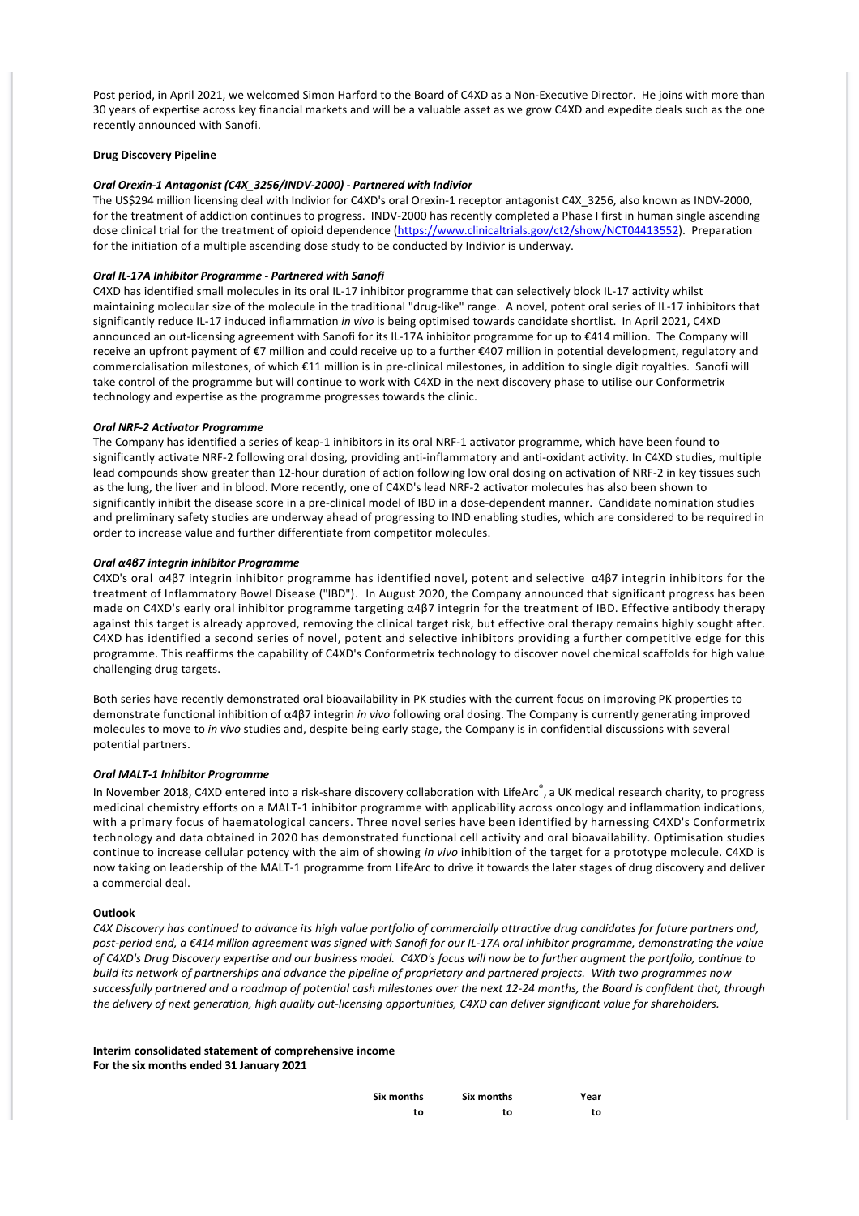Post period, in April 2021, we welcomed Simon Harford to the Board of C4XD as a Non-Executive Director. He joins with more than 30 years of expertise across key financial markets and will be a valuable asset as we grow C4XD and expedite deals such as the one recently announced with Sanofi.

**Drug Discovery Pipeline**

***Oral Orexin-1 Antagonist (C4X_3256/INDV-2000) - Partnered with Indivior***

The US$294 million licensing deal with Indivior for C4XD's oral Orexin-1 receptor antagonist C4X_3256, also known as INDV-2000, for the treatment of addiction continues to progress. INDV-2000 has recently completed a Phase I first in human single ascending dose clinical trial for the treatment of opioid dependence (https://www.clinicaltrials.gov/ct2/show/NCT04413552). Preparation for the initiation of a multiple ascending dose study to be conducted by Indivior is underway.

***Oral IL-17A Inhibitor Programme - Partnered with Sanofi***

C4XD has identified small molecules in its oral IL-17 inhibitor programme that can selectively block IL-17 activity whilst maintaining molecular size of the molecule in the traditional "drug-like" range. A novel, potent oral series of IL-17 inhibitors that significantly reduce IL-17 induced inflammation *in vivo* is being optimised towards candidate shortlist. In April 2021, C4XD announced an out-licensing agreement with Sanofi for its IL-17A inhibitor programme for up to €414 million. The Company will receive an upfront payment of €7 million and could receive up to a further €407 million in potential development, regulatory and commercialisation milestones, of which €11 million is in pre-clinical milestones, in addition to single digit royalties. Sanofi will take control of the programme but will continue to work with C4XD in the next discovery phase to utilise our Conformetrix technology and expertise as the programme progresses towards the clinic.

***Oral NRF-2 Activator Programme***

The Company has identified a series of keap-1 inhibitors in its oral NRF-1 activator programme, which have been found to significantly activate NRF-2 following oral dosing, providing anti-inflammatory and anti-oxidant activity. In C4XD studies, multiple lead compounds show greater than 12-hour duration of action following low oral dosing on activation of NRF-2 in key tissues such as the lung, the liver and in blood. More recently, one of C4XD's lead NRF-2 activator molecules has also been shown to significantly inhibit the disease score in a pre-clinical model of IBD in a dose-dependent manner. Candidate nomination studies and preliminary safety studies are underway ahead of progressing to IND enabling studies, which are considered to be required in order to increase value and further differentiate from competitor molecules.

***Oral α4β7 integrin inhibitor Programme***

C4XD's oral α4β7 integrin inhibitor programme has identified novel, potent and selective α4β7 integrin inhibitors for the treatment of Inflammatory Bowel Disease ("IBD"). In August 2020, the Company announced that significant progress has been made on C4XD's early oral inhibitor programme targeting α4β7 integrin for the treatment of IBD. Effective antibody therapy against this target is already approved, removing the clinical target risk, but effective oral therapy remains highly sought after. C4XD has identified a second series of novel, potent and selective inhibitors providing a further competitive edge for this programme. This reaffirms the capability of C4XD's Conformetrix technology to discover novel chemical scaffolds for high value challenging drug targets.

Both series have recently demonstrated oral bioavailability in PK studies with the current focus on improving PK properties to demonstrate functional inhibition of α4β7 integrin *in vivo* following oral dosing. The Company is currently generating improved molecules to move to *in vivo* studies and, despite being early stage, the Company is in confidential discussions with several potential partners.

***Oral MALT-1 Inhibitor Programme***

In November 2018, C4XD entered into a risk-share discovery collaboration with LifeArc®, a UK medical research charity, to progress medicinal chemistry efforts on a MALT-1 inhibitor programme with applicability across oncology and inflammation indications, with a primary focus of haematological cancers. Three novel series have been identified by harnessing C4XD's Conformetrix technology and data obtained in 2020 has demonstrated functional cell activity and oral bioavailability. Optimisation studies continue to increase cellular potency with the aim of showing *in vivo* inhibition of the target for a prototype molecule. C4XD is now taking on leadership of the MALT-1 programme from LifeArc to drive it towards the later stages of drug discovery and deliver a commercial deal.

**Outlook**

*C4X Discovery has continued to advance its high value portfolio of commercially attractive drug candidates for future partners and, post-period end, a €414 million agreement was signed with Sanofi for our IL-17A oral inhibitor programme, demonstrating the value of C4XD's Drug Discovery expertise and our business model. C4XD's focus will now be to further augment the portfolio, continue to build its network of partnerships and advance the pipeline of proprietary and partnered projects. With two programmes now successfully partnered and a roadmap of potential cash milestones over the next 12-24 months, the Board is confident that, through the delivery of next generation, high quality out-licensing opportunities, C4XD can deliver significant value for shareholders.*

**Interim consolidated statement of comprehensive income**
**For the six months ended 31 January 2021**

| | Six months to | Six months to | Year to |
|---|---|---|---|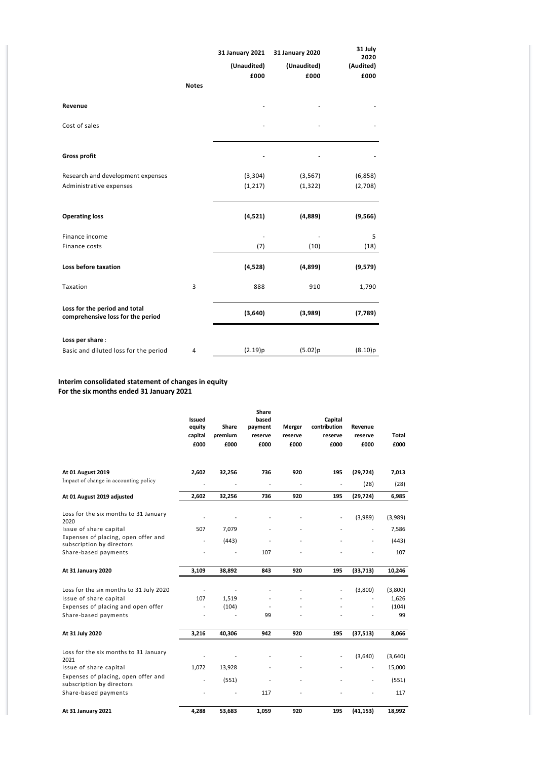| | Notes | 31 January 2021 (Unaudited) £000 | 31 January 2020 (Unaudited) £000 | 31 July 2020 (Audited) £000 |
|---|---|---|---|---|
| **Revenue** | | **-** | **-** | **-** |
| Cost of sales | | - | - | - |
| **Gross profit** | | **-** | **-** | **-** |
| Research and development expenses | | (3,304) | (3,567) | (6,858) |
| Administrative expenses | | (1,217) | (1,322) | (2,708) |
| **Operating loss** | | **(4,521)** | **(4,889)** | **(9,566)** |
| Finance income | | - | - | 5 |
| Finance costs | | (7) | (10) | (18) |
| **Loss before taxation** | | **(4,528)** | **(4,899)** | **(9,579)** |
| Taxation | 3 | 888 | 910 | 1,790 |
| **Loss for the period and total comprehensive loss for the period** | | **(3,640)** | **(3,989)** | **(7,789)** |
| **Loss per share** : | | | | |
| Basic and diluted loss for the period | 4 | (2.19)p | (5.02)p | (8.10)p |

**Interim consolidated statement of changes in equity**
**For the six months ended 31 January 2021**

| | Issued equity capital £000 | Share premium £000 | Share based payment reserve £000 | Merger reserve £000 | Capital contribution reserve £000 | Revenue reserve £000 | Total £000 |
|---|---|---|---|---|---|---|---|
| **At 01 August 2019** | **2,602** | **32,256** | **736** | **920** | **195** | **(29,724)** | **7,013** |
| Impact of change in accounting policy | - | - | - | - | - | (28) | (28) |
| **At 01 August 2019 adjusted** | **2,602** | **32,256** | **736** | **920** | **195** | **(29,724)** | **6,985** |
| Loss for the six months to 31 January 2020 | - | - | - | - | - | (3,989) | (3,989) |
| Issue of share capital | 507 | 7,079 | - | - | - | - | 7,586 |
| Expenses of placing, open offer and subscription by directors | - | (443) | - | - | - | - | (443) |
| Share-based payments | - | - | 107 | - | - | - | 107 |
| **At 31 January 2020** | **3,109** | **38,892** | **843** | **920** | **195** | **(33,713)** | **10,246** |
| Loss for the six months to 31 July 2020 | - | - | - | - | - | (3,800) | (3,800) |
| Issue of share capital | 107 | 1,519 | - | - | - | - | 1,626 |
| Expenses of placing and open offer | - | (104) | - | - | - | - | (104) |
| Share-based payments | - | - | 99 | - | - | - | 99 |
| **At 31 July 2020** | **3,216** | **40,306** | **942** | **920** | **195** | **(37,513)** | **8,066** |
| Loss for the six months to 31 January 2021 | - | - | - | - | - | (3,640) | (3,640) |
| Issue of share capital | 1,072 | 13,928 | - | - | - | - | 15,000 |
| Expenses of placing, open offer and subscription by directors | - | (551) | - | - | - | - | (551) |
| Share-based payments | - | - | 117 | - | - | - | 117 |
| **At 31 January 2021** | **4,288** | **53,683** | **1,059** | **920** | **195** | **(41,153)** | **18,992** |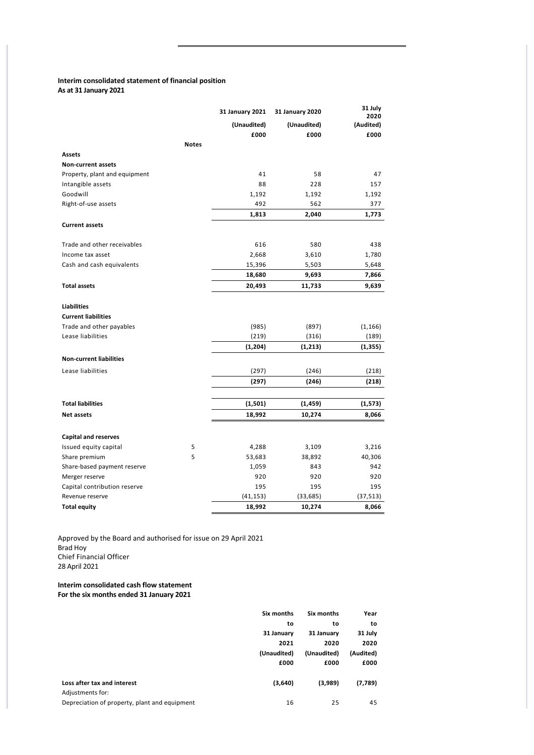**Interim consolidated statement of financial position**
**As at 31 January 2021**

| | Notes | 31 January 2021 | 31 January 2020 | 31 July 2020 |
|---|---|---|---|---|
| | | (Unaudited) | (Unaudited) | (Audited) |
| | | £000 | £000 | £000 |
| **Assets** | | | | |
| **Non-current assets** | | | | |
| Property, plant and equipment | | 41 | 58 | 47 |
| Intangible assets | | 88 | 228 | 157 |
| Goodwill | | 1,192 | 1,192 | 1,192 |
| Right-of-use assets | | 492 | 562 | 377 |
| | | **1,813** | **2,040** | **1,773** |
| **Current assets** | | | | |
| Trade and other receivables | | 616 | 580 | 438 |
| Income tax asset | | 2,668 | 3,610 | 1,780 |
| Cash and cash equivalents | | 15,396 | 5,503 | 5,648 |
| | | **18,680** | **9,693** | **7,866** |
| **Total assets** | | **20,493** | **11,733** | **9,639** |
| **Liabilities** | | | | |
| **Current liabilities** | | | | |
| Trade and other payables | | (985) | (897) | (1,166) |
| Lease liabilities | | (219) | (316) | (189) |
| | | **(1,204)** | **(1,213)** | **(1,355)** |
| **Non-current liabilities** | | | | |
| Lease liabilities | | (297) | (246) | (218) |
| | | **(297)** | **(246)** | **(218)** |
| **Total liabilities** | | **(1,501)** | **(1,459)** | **(1,573)** |
| **Net assets** | | **18,992** | **10,274** | **8,066** |
| **Capital and reserves** | | | | |
| Issued equity capital | 5 | 4,288 | 3,109 | 3,216 |
| Share premium | 5 | 53,683 | 38,892 | 40,306 |
| Share-based payment reserve | | 1,059 | 843 | 942 |
| Merger reserve | | 920 | 920 | 920 |
| Capital contribution reserve | | 195 | 195 | 195 |
| Revenue reserve | | (41,153) | (33,685) | (37,513) |
| **Total equity** | | **18,992** | **10,274** | **8,066** |

Approved by the Board and authorised for issue on 29 April 2021
Brad Hoy
Chief Financial Officer
28 April 2021

**Interim consolidated cash flow statement**
**For the six months ended 31 January 2021**

| | Six months to 31 January 2021 | Six months to 31 January 2020 | Year to 31 July 2020 |
|---|---|---|---|
| | (Unaudited) | (Unaudited) | (Audited) |
| | £000 | £000 | £000 |
| **Loss after tax and interest** | **(3,640)** | **(3,989)** | **(7,789)** |
| Adjustments for: | | | |
| Depreciation of property, plant and equipment | 16 | 25 | 45 |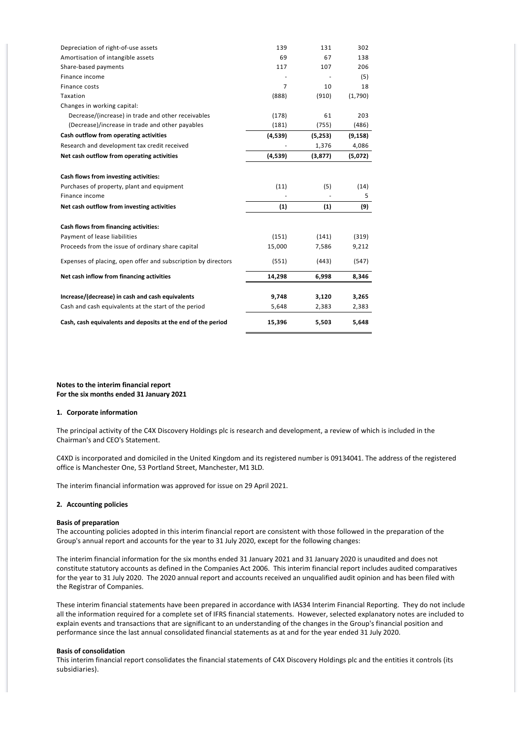| | | | |
|---|---|---|---|
| Depreciation of right-of-use assets | 139 | 131 | 302 |
| Amortisation of intangible assets | 69 | 67 | 138 |
| Share-based payments | 117 | 107 | 206 |
| Finance income | - | - | (5) |
| Finance costs | 7 | 10 | 18 |
| Taxation | (888) | (910) | (1,790) |
| Changes in working capital: | | | |
| Decrease/(increase) in trade and other receivables | (178) | 61 | 203 |
| (Decrease)/increase in trade and other payables | (181) | (755) | (486) |
| **Cash outflow from operating activities** | **(4,539)** | **(5,253)** | **(9,158)** |
| Research and development tax credit received | - | 1,376 | 4,086 |
| **Net cash outflow from operating activities** | **(4,539)** | **(3,877)** | **(5,072)** |
| | | | |
| **Cash flows from investing activities:** | | | |
| Purchases of property, plant and equipment | (11) | (5) | (14) |
| Finance income | - | - | 5 |
| **Net cash outflow from investing activities** | **(1)** | **(1)** | **(9)** |
| | | | |
| **Cash flows from financing activities:** | | | |
| Payment of lease liabilities | (151) | (141) | (319) |
| Proceeds from the issue of ordinary share capital | 15,000 | 7,586 | 9,212 |
| Expenses of placing, open offer and subscription by directors | (551) | (443) | (547) |
| **Net cash inflow from financing activities** | **14,298** | **6,998** | **8,346** |
| | | | |
| **Increase/(decrease) in cash and cash equivalents** | **9,748** | **3,120** | **3,265** |
| Cash and cash equivalents at the start of the period | 5,648 | 2,383 | 2,383 |
| **Cash, cash equivalents and deposits at the end of the period** | **15,396** | **5,503** | **5,648** |

**Notes to the interim financial report**
**For the six months ended 31 January 2021**

**1. Corporate information**

The principal activity of the C4X Discovery Holdings plc is research and development, a review of which is included in the Chairman's and CEO's Statement.

C4XD is incorporated and domiciled in the United Kingdom and its registered number is 09134041. The address of the registered office is Manchester One, 53 Portland Street, Manchester, M1 3LD.

The interim financial information was approved for issue on 29 April 2021.

**2. Accounting policies**

**Basis of preparation**
The accounting policies adopted in this interim financial report are consistent with those followed in the preparation of the Group's annual report and accounts for the year to 31 July 2020, except for the following changes:

The interim financial information for the six months ended 31 January 2021 and 31 January 2020 is unaudited and does not constitute statutory accounts as defined in the Companies Act 2006. This interim financial report includes audited comparatives for the year to 31 July 2020. The 2020 annual report and accounts received an unqualified audit opinion and has been filed with the Registrar of Companies.

These interim financial statements have been prepared in accordance with IAS34 Interim Financial Reporting. They do not include all the information required for a complete set of IFRS financial statements. However, selected explanatory notes are included to explain events and transactions that are significant to an understanding of the changes in the Group's financial position and performance since the last annual consolidated financial statements as at and for the year ended 31 July 2020.

**Basis of consolidation**
This interim financial report consolidates the financial statements of C4X Discovery Holdings plc and the entities it controls (its subsidiaries).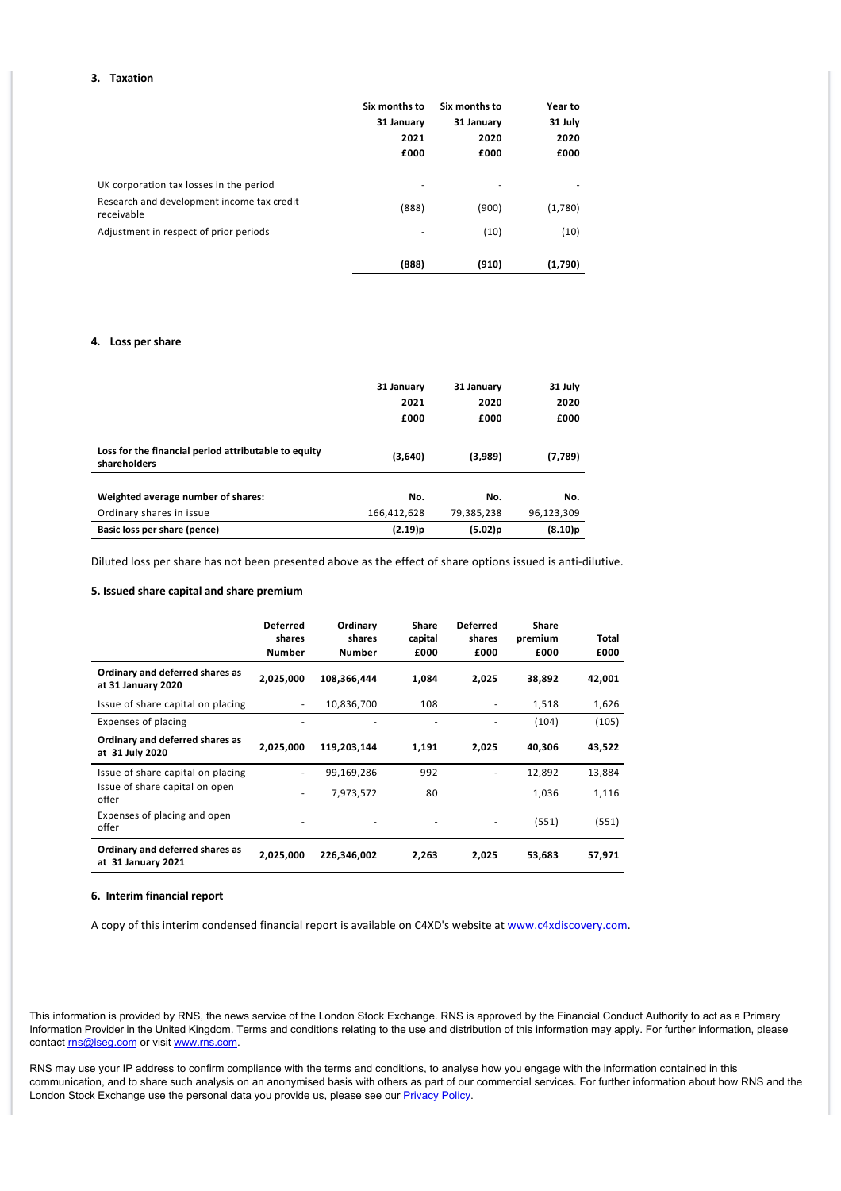### 3. Taxation

| | Six months to 31 January 2021 £000 | Six months to 31 January 2020 £000 | Year to 31 July 2020 £000 |
|---|---|---|---|
| UK corporation tax losses in the period | - | - | - |
| Research and development income tax credit receivable | (888) | (900) | (1,780) |
| Adjustment in respect of prior periods | - | (10) | (10) |
| | **(888)** | **(910)** | **(1,790)** |

### 4. Loss per share

| | 31 January 2021 £000 | 31 January 2020 £000 | 31 July 2020 £000 |
|---|---|---|---|
| **Loss for the financial period attributable to equity shareholders** | **(3,640)** | **(3,989)** | **(7,789)** |
| **Weighted average number of shares:** | **No.** | **No.** | **No.** |
| Ordinary shares in issue | 166,412,628 | 79,385,238 | 96,123,309 |
| **Basic loss per share (pence)** | **(2.19)p** | **(5.02)p** | **(8.10)p** |

Diluted loss per share has not been presented above as the effect of share options issued is anti-dilutive.

### 5. Issued share capital and share premium

| | Deferred shares Number | Ordinary shares Number | Share capital £000 | Deferred shares £000 | Share premium £000 | Total £000 |
|---|---|---|---|---|---|---|
| **Ordinary and deferred shares as at 31 January 2020** | **2,025,000** | **108,366,444** | **1,084** | **2,025** | **38,892** | **42,001** |
| Issue of share capital on placing | - | 10,836,700 | 108 | - | 1,518 | 1,626 |
| Expenses of placing | - | - | - | - | (104) | (105) |
| **Ordinary and deferred shares as at 31 July 2020** | **2,025,000** | **119,203,144** | **1,191** | **2,025** | **40,306** | **43,522** |
| Issue of share capital on placing | - | 99,169,286 | 992 | - | 12,892 | 13,884 |
| Issue of share capital on open offer | - | 7,973,572 | 80 | | 1,036 | 1,116 |
| Expenses of placing and open offer | - | - | - | - | (551) | (551) |
| **Ordinary and deferred shares as at 31 January 2021** | **2,025,000** | **226,346,002** | **2,263** | **2,025** | **53,683** | **57,971** |

### 6. Interim financial report

A copy of this interim condensed financial report is available on C4XD's website at www.c4xdiscovery.com.

This information is provided by RNS, the news service of the London Stock Exchange. RNS is approved by the Financial Conduct Authority to act as a Primary Information Provider in the United Kingdom. Terms and conditions relating to the use and distribution of this information may apply. For further information, please contact rns@lseg.com or visit www.rns.com.

RNS may use your IP address to confirm compliance with the terms and conditions, to analyse how you engage with the information contained in this communication, and to share such analysis on an anonymised basis with others as part of our commercial services. For further information about how RNS and the London Stock Exchange use the personal data you provide us, please see our Privacy Policy.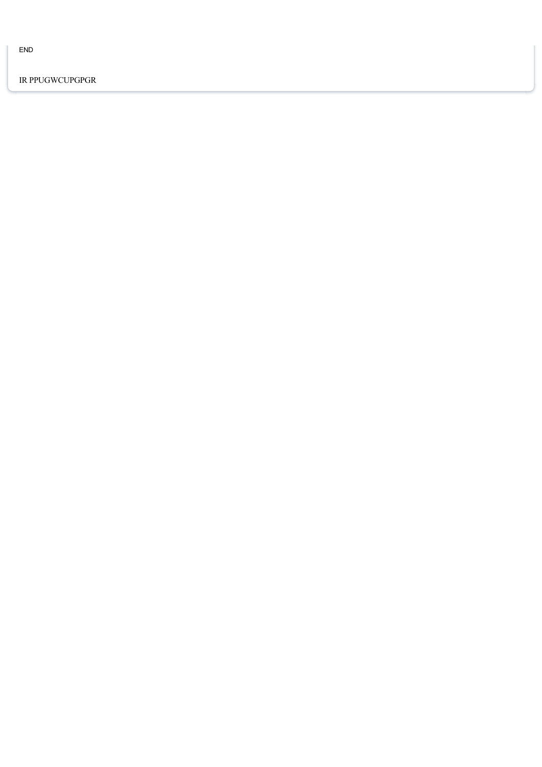END

IR PPUGWCUPGPGR